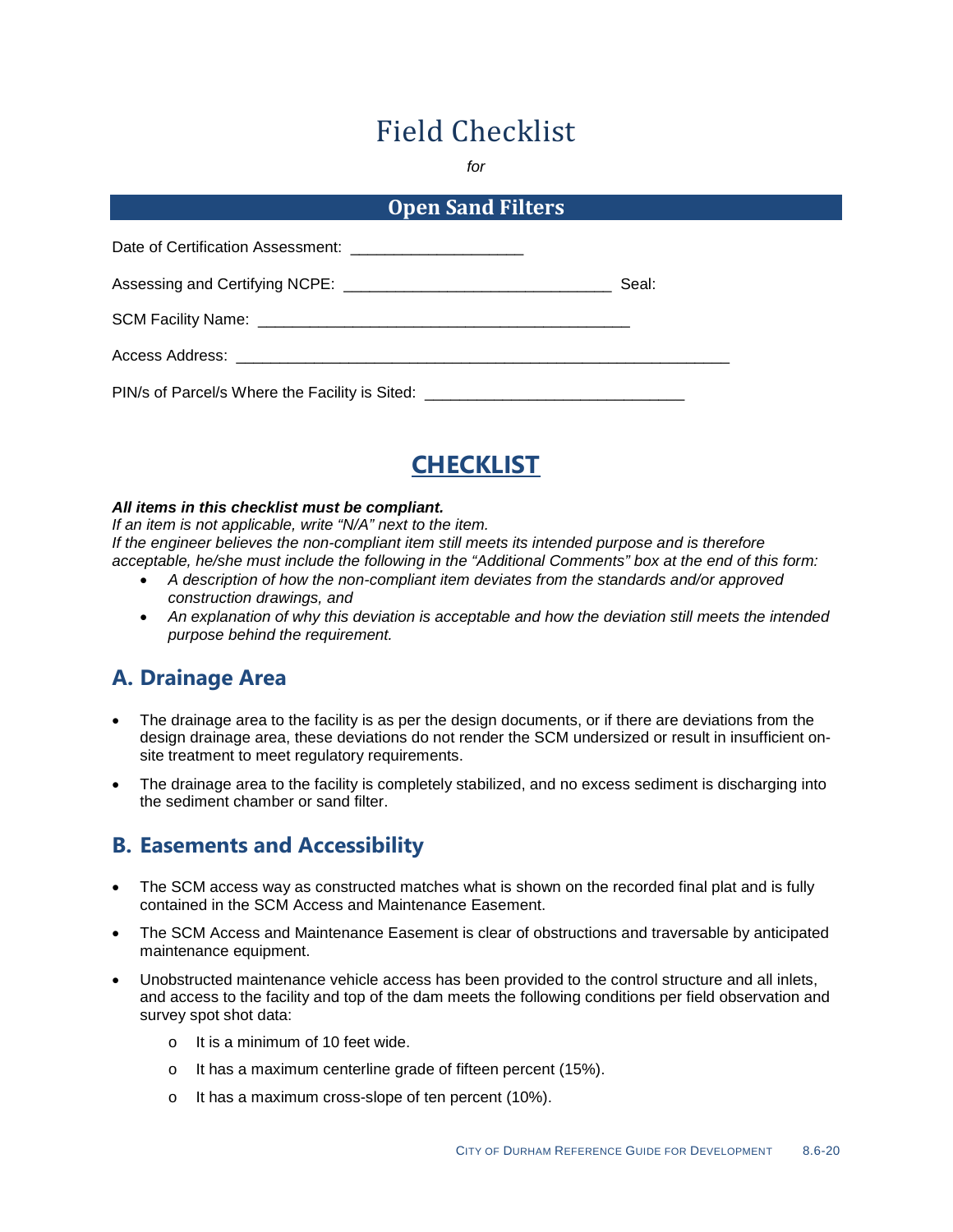# Field Checklist

*for*

## Open Sand Filters

Date of Certification Assessment: ____________________

Assessing and Certifying NCPE: _______________________________ Seal:

SCM Facility Name: ___________________________________________

Access Address: _________________________________________________________

PIN/s of Parcel/s Where the Facility is Sited: _____________________________

## CHECKLIST

***All items in this checklist must be compliant.***
*If an item is not applicable, write "N/A" next to the item.*
*If the engineer believes the non-compliant item still meets its intended purpose and is therefore acceptable, he/she must include the following in the "Additional Comments" box at the end of this form:*

- *A description of how the non-compliant item deviates from the standards and/or approved construction drawings, and*
- *An explanation of why this deviation is acceptable and how the deviation still meets the intended purpose behind the requirement.*

### A. Drainage Area

- The drainage area to the facility is as per the design documents, or if there are deviations from the design drainage area, these deviations do not render the SCM undersized or result in insufficient on-site treatment to meet regulatory requirements.
- The drainage area to the facility is completely stabilized, and no excess sediment is discharging into the sediment chamber or sand filter.

### B. Easements and Accessibility

- The SCM access way as constructed matches what is shown on the recorded final plat and is fully contained in the SCM Access and Maintenance Easement.
- The SCM Access and Maintenance Easement is clear of obstructions and traversable by anticipated maintenance equipment.
- Unobstructed maintenance vehicle access has been provided to the control structure and all inlets, and access to the facility and top of the dam meets the following conditions per field observation and survey spot shot data:
  - It is a minimum of 10 feet wide.
  - It has a maximum centerline grade of fifteen percent (15%).
  - It has a maximum cross-slope of ten percent (10%).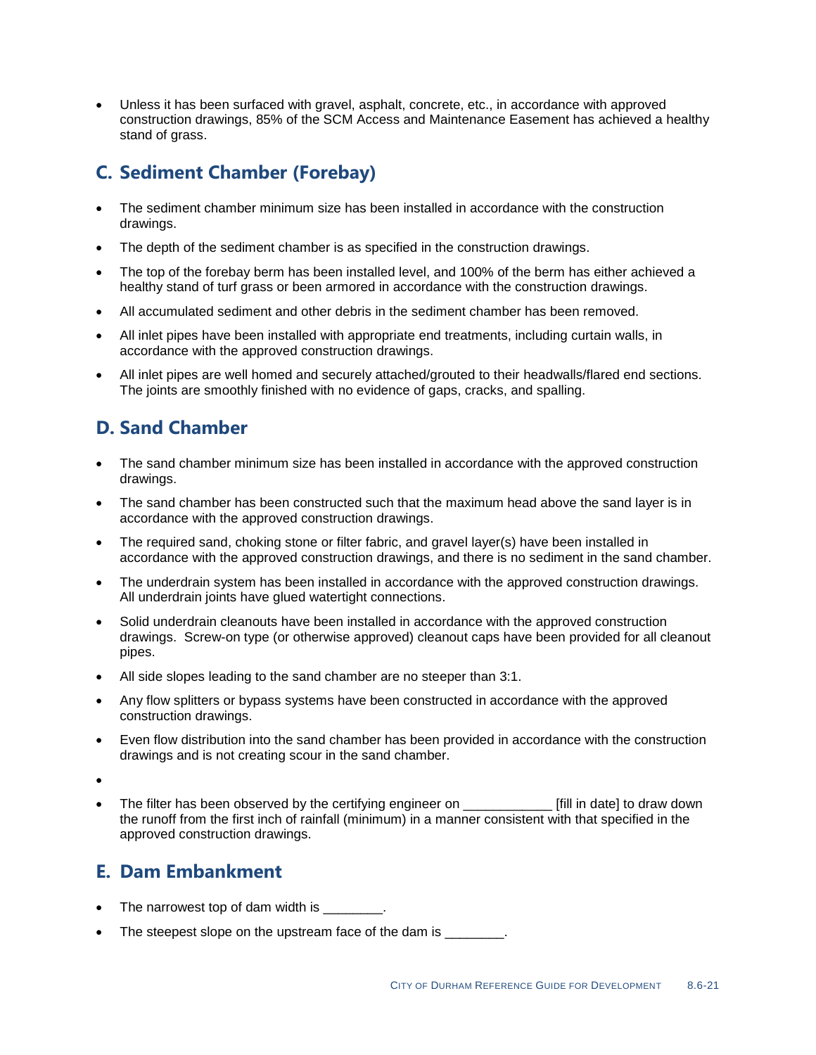- Unless it has been surfaced with gravel, asphalt, concrete, etc., in accordance with approved construction drawings, 85% of the SCM Access and Maintenance Easement has achieved a healthy stand of grass.

## C. Sediment Chamber (Forebay)

- The sediment chamber minimum size has been installed in accordance with the construction drawings.
- The depth of the sediment chamber is as specified in the construction drawings.
- The top of the forebay berm has been installed level, and 100% of the berm has either achieved a healthy stand of turf grass or been armored in accordance with the construction drawings.
- All accumulated sediment and other debris in the sediment chamber has been removed.
- All inlet pipes have been installed with appropriate end treatments, including curtain walls, in accordance with the approved construction drawings.
- All inlet pipes are well homed and securely attached/grouted to their headwalls/flared end sections. The joints are smoothly finished with no evidence of gaps, cracks, and spalling.

## D. Sand Chamber

- The sand chamber minimum size has been installed in accordance with the approved construction drawings.
- The sand chamber has been constructed such that the maximum head above the sand layer is in accordance with the approved construction drawings.
- The required sand, choking stone or filter fabric, and gravel layer(s) have been installed in accordance with the approved construction drawings, and there is no sediment in the sand chamber.
- The underdrain system has been installed in accordance with the approved construction drawings. All underdrain joints have glued watertight connections.
- Solid underdrain cleanouts have been installed in accordance with the approved construction drawings. Screw-on type (or otherwise approved) cleanout caps have been provided for all cleanout pipes.
- All side slopes leading to the sand chamber are no steeper than 3:1.
- Any flow splitters or bypass systems have been constructed in accordance with the approved construction drawings.
- Even flow distribution into the sand chamber has been provided in accordance with the construction drawings and is not creating scour in the sand chamber.
- 
- The filter has been observed by the certifying engineer on ____________ [fill in date] to draw down the runoff from the first inch of rainfall (minimum) in a manner consistent with that specified in the approved construction drawings.

## E. Dam Embankment

- The narrowest top of dam width is ________.
- The steepest slope on the upstream face of the dam is ________.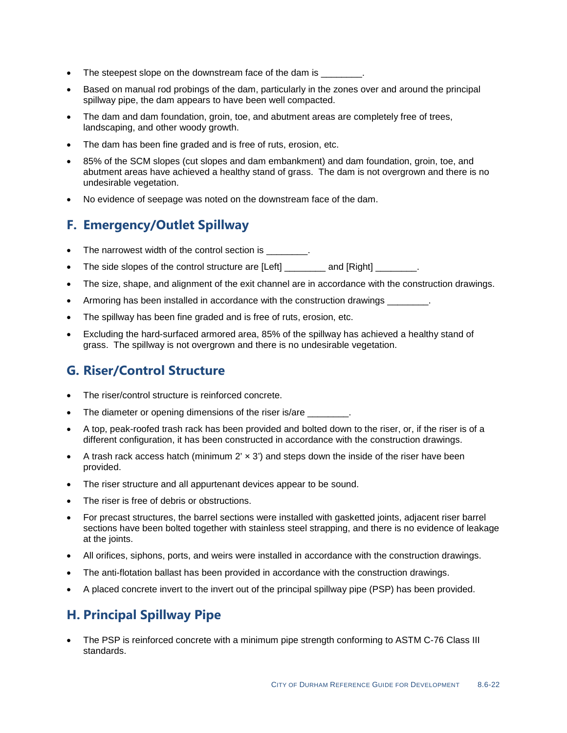- The steepest slope on the downstream face of the dam is ________.
- Based on manual rod probings of the dam, particularly in the zones over and around the principal spillway pipe, the dam appears to have been well compacted.
- The dam and dam foundation, groin, toe, and abutment areas are completely free of trees, landscaping, and other woody growth.
- The dam has been fine graded and is free of ruts, erosion, etc.
- 85% of the SCM slopes (cut slopes and dam embankment) and dam foundation, groin, toe, and abutment areas have achieved a healthy stand of grass. The dam is not overgrown and there is no undesirable vegetation.
- No evidence of seepage was noted on the downstream face of the dam.

## F. Emergency/Outlet Spillway

- The narrowest width of the control section is ________.
- The side slopes of the control structure are [Left] ________ and [Right] ________.
- The size, shape, and alignment of the exit channel are in accordance with the construction drawings.
- Armoring has been installed in accordance with the construction drawings ________.
- The spillway has been fine graded and is free of ruts, erosion, etc.
- Excluding the hard-surfaced armored area, 85% of the spillway has achieved a healthy stand of grass. The spillway is not overgrown and there is no undesirable vegetation.

## G. Riser/Control Structure

- The riser/control structure is reinforced concrete.
- The diameter or opening dimensions of the riser is/are ________.
- A top, peak-roofed trash rack has been provided and bolted down to the riser, or, if the riser is of a different configuration, it has been constructed in accordance with the construction drawings.
- A trash rack access hatch (minimum 2' × 3') and steps down the inside of the riser have been provided.
- The riser structure and all appurtenant devices appear to be sound.
- The riser is free of debris or obstructions.
- For precast structures, the barrel sections were installed with gasketted joints, adjacent riser barrel sections have been bolted together with stainless steel strapping, and there is no evidence of leakage at the joints.
- All orifices, siphons, ports, and weirs were installed in accordance with the construction drawings.
- The anti-flotation ballast has been provided in accordance with the construction drawings.
- A placed concrete invert to the invert out of the principal spillway pipe (PSP) has been provided.

## H. Principal Spillway Pipe

- The PSP is reinforced concrete with a minimum pipe strength conforming to ASTM C-76 Class III standards.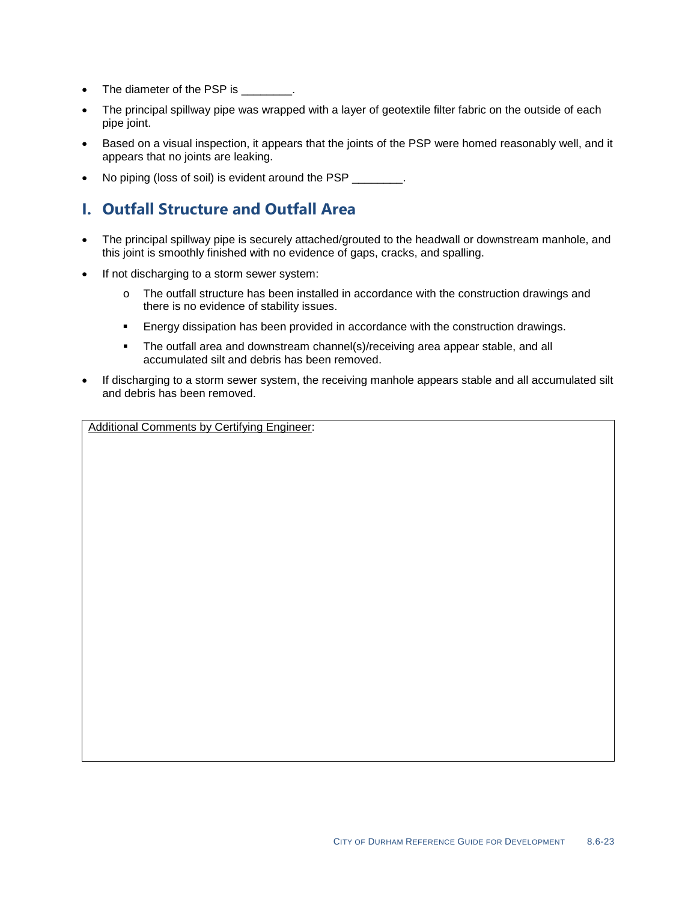- The diameter of the PSP is ________.
- The principal spillway pipe was wrapped with a layer of geotextile filter fabric on the outside of each pipe joint.
- Based on a visual inspection, it appears that the joints of the PSP were homed reasonably well, and it appears that no joints are leaking.
- No piping (loss of soil) is evident around the PSP ________.

## I. Outfall Structure and Outfall Area

- The principal spillway pipe is securely attached/grouted to the headwall or downstream manhole, and this joint is smoothly finished with no evidence of gaps, cracks, and spalling.
- If not discharging to a storm sewer system:
  - The outfall structure has been installed in accordance with the construction drawings and there is no evidence of stability issues.
    - Energy dissipation has been provided in accordance with the construction drawings.
    - The outfall area and downstream channel(s)/receiving area appear stable, and all accumulated silt and debris has been removed.
- If discharging to a storm sewer system, the receiving manhole appears stable and all accumulated silt and debris has been removed.

| Additional Comments by Certifying Engineer: |
|---|
| |